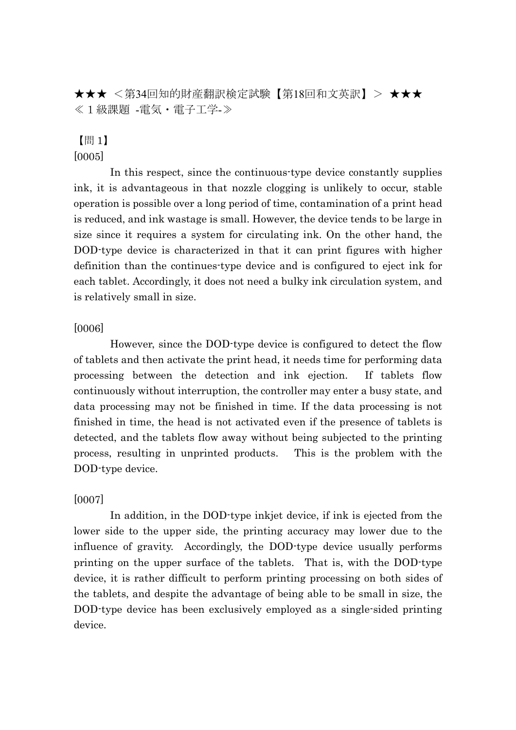★★★ ＜第34回知的財産翻訳検定試験【第18回和文英訳】＞ ★★★
≪１級課題 -電気・電子工学-≫

【問 1】

[0005]

In this respect, since the continuous-type device constantly supplies ink, it is advantageous in that nozzle clogging is unlikely to occur, stable operation is possible over a long period of time, contamination of a print head is reduced, and ink wastage is small. However, the device tends to be large in size since it requires a system for circulating ink. On the other hand, the DOD-type device is characterized in that it can print figures with higher definition than the continues-type device and is configured to eject ink for each tablet. Accordingly, it does not need a bulky ink circulation system, and is relatively small in size.

[0006]

However, since the DOD-type device is configured to detect the flow of tablets and then activate the print head, it needs time for performing data processing between the detection and ink ejection. If tablets flow continuously without interruption, the controller may enter a busy state, and data processing may not be finished in time. If the data processing is not finished in time, the head is not activated even if the presence of tablets is detected, and the tablets flow away without being subjected to the printing process, resulting in unprinted products. This is the problem with the DOD-type device.

[0007]

In addition, in the DOD-type inkjet device, if ink is ejected from the lower side to the upper side, the printing accuracy may lower due to the influence of gravity. Accordingly, the DOD-type device usually performs printing on the upper surface of the tablets. That is, with the DOD-type device, it is rather difficult to perform printing processing on both sides of the tablets, and despite the advantage of being able to be small in size, the DOD-type device has been exclusively employed as a single-sided printing device.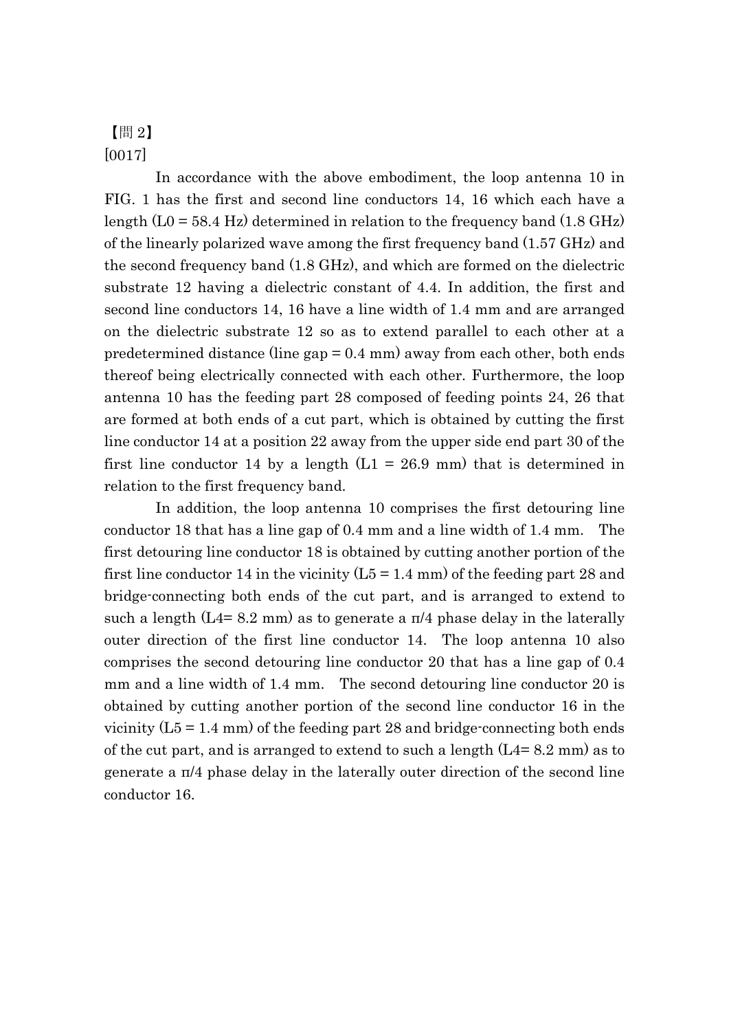【問 2】

[0017]

In accordance with the above embodiment, the loop antenna 10 in FIG. 1 has the first and second line conductors 14, 16 which each have a length (L0 = 58.4 Hz) determined in relation to the frequency band (1.8 GHz) of the linearly polarized wave among the first frequency band (1.57 GHz) and the second frequency band (1.8 GHz), and which are formed on the dielectric substrate 12 having a dielectric constant of 4.4. In addition, the first and second line conductors 14, 16 have a line width of 1.4 mm and are arranged on the dielectric substrate 12 so as to extend parallel to each other at a predetermined distance (line gap = 0.4 mm) away from each other, both ends thereof being electrically connected with each other. Furthermore, the loop antenna 10 has the feeding part 28 composed of feeding points 24, 26 that are formed at both ends of a cut part, which is obtained by cutting the first line conductor 14 at a position 22 away from the upper side end part 30 of the first line conductor 14 by a length (L1 = 26.9 mm) that is determined in relation to the first frequency band.

In addition, the loop antenna 10 comprises the first detouring line conductor 18 that has a line gap of 0.4 mm and a line width of 1.4 mm. The first detouring line conductor 18 is obtained by cutting another portion of the first line conductor 14 in the vicinity (L5 = 1.4 mm) of the feeding part 28 and bridge-connecting both ends of the cut part, and is arranged to extend to such a length (L4= 8.2 mm) as to generate a π/4 phase delay in the laterally outer direction of the first line conductor 14. The loop antenna 10 also comprises the second detouring line conductor 20 that has a line gap of 0.4 mm and a line width of 1.4 mm. The second detouring line conductor 20 is obtained by cutting another portion of the second line conductor 16 in the vicinity (L5 = 1.4 mm) of the feeding part 28 and bridge-connecting both ends of the cut part, and is arranged to extend to such a length (L4= 8.2 mm) as to generate a π/4 phase delay in the laterally outer direction of the second line conductor 16.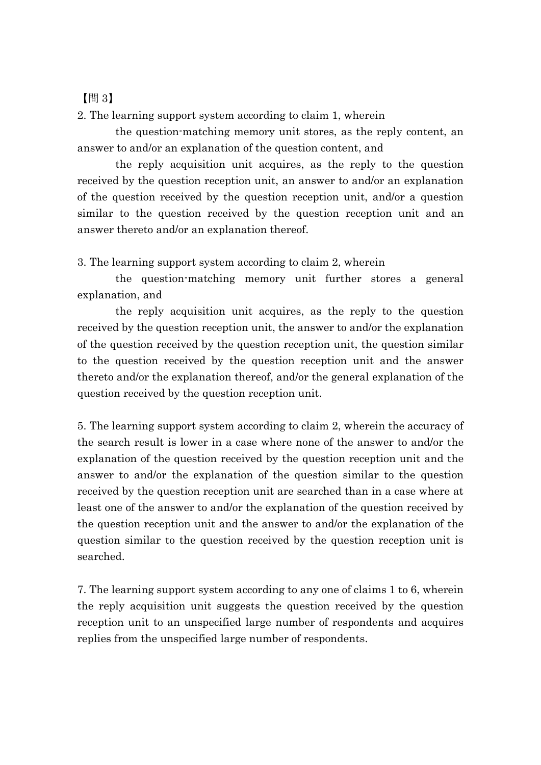【問 3】

2. The learning support system according to claim 1, wherein

the question-matching memory unit stores, as the reply content, an answer to and/or an explanation of the question content, and

the reply acquisition unit acquires, as the reply to the question received by the question reception unit, an answer to and/or an explanation of the question received by the question reception unit, and/or a question similar to the question received by the question reception unit and an answer thereto and/or an explanation thereof.

3. The learning support system according to claim 2, wherein

the question-matching memory unit further stores a general explanation, and

the reply acquisition unit acquires, as the reply to the question received by the question reception unit, the answer to and/or the explanation of the question received by the question reception unit, the question similar to the question received by the question reception unit and the answer thereto and/or the explanation thereof, and/or the general explanation of the question received by the question reception unit.

5. The learning support system according to claim 2, wherein the accuracy of the search result is lower in a case where none of the answer to and/or the explanation of the question received by the question reception unit and the answer to and/or the explanation of the question similar to the question received by the question reception unit are searched than in a case where at least one of the answer to and/or the explanation of the question received by the question reception unit and the answer to and/or the explanation of the question similar to the question received by the question reception unit is searched.

7. The learning support system according to any one of claims 1 to 6, wherein the reply acquisition unit suggests the question received by the question reception unit to an unspecified large number of respondents and acquires replies from the unspecified large number of respondents.